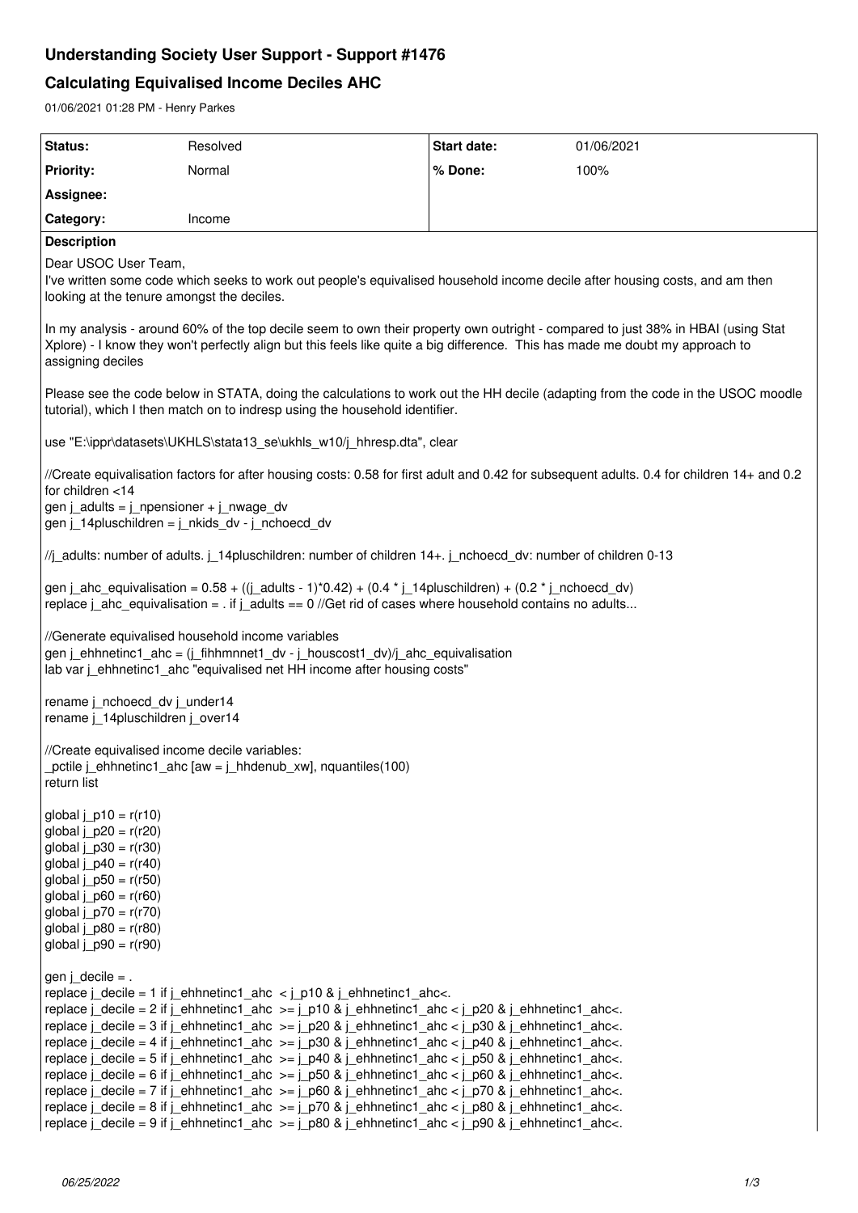# Understanding Society User Support - Support #1476

## Calculating Equivalised Income Deciles AHC

01/06/2021 01:28 PM - Henry Parkes

| Status: | Resolved | Start date: | 01/06/2021 |
|---|---|---|---|
| Priority: | Normal | % Done: | 100% |
| Assignee: | | | |
| Category: | Income | | |

**Description**

Dear USOC User Team,

I've written some code which seeks to work out people's equivalised household income decile after housing costs, and am then looking at the tenure amongst the deciles.

In my analysis - around 60% of the top decile seem to own their property own outright - compared to just 38% in HBAI (using Stat Xplore) - I know they won't perfectly align but this feels like quite a big difference. This has made me doubt my approach to assigning deciles

Please see the code below in STATA, doing the calculations to work out the HH decile (adapting from the code in the USOC moodle tutorial), which I then match on to indresp using the household identifier.

```
use "E:\ippr\datasets\UKHLS\stata13_se\ukhls_w10/j_hhresp.dta", clear

//Create equivalisation factors for after housing costs: 0.58 for first adult and 0.42 for subsequent adults. 0.4 for children 14+ and 0.2 for children <14
gen j_adults = j_npensioner + j_nwage_dv
gen j_14pluschildren = j_nkids_dv - j_nchoecd_dv

//j_adults: number of adults. j_14pluschildren: number of children 14+. j_nchoecd_dv: number of children 0-13

gen j_ahc_equivalisation = 0.58 + ((j_adults - 1)*0.42) + (0.4 * j_14pluschildren) + (0.2 * j_nchoecd_dv)
replace j_ahc_equivalisation = . if j_adults == 0 //Get rid of cases where household contains no adults...

//Generate equivalised household income variables
gen j_ehhnetinc1_ahc = (j_fihhmnnet1_dv - j_houscost1_dv)/j_ahc_equivalisation
lab var j_ehhnetinc1_ahc "equivalised net HH income after housing costs"

rename j_nchoecd_dv j_under14
rename j_14pluschildren j_over14

//Create equivalised income decile variables:
_pctile j_ehhnetinc1_ahc [aw = j_hhdenub_xw], nquantiles(100)
return list

global j_p10 = r(r10)
global j_p20 = r(r20)
global j_p30 = r(r30)
global j_p40 = r(r40)
global j_p50 = r(r50)
global j_p60 = r(r60)
global j_p70 = r(r70)
global j_p80 = r(r80)
global j_p90 = r(r90)

gen j_decile = .
replace j_decile = 1 if j_ehhnetinc1_ahc  < j_p10 & j_ehhnetinc1_ahc<.
replace j_decile = 2 if j_ehhnetinc1_ahc  >= j_p10 & j_ehhnetinc1_ahc < j_p20 & j_ehhnetinc1_ahc<.
replace j_decile = 3 if j_ehhnetinc1_ahc  >= j_p20 & j_ehhnetinc1_ahc < j_p30 & j_ehhnetinc1_ahc<.
replace j_decile = 4 if j_ehhnetinc1_ahc  >= j_p30 & j_ehhnetinc1_ahc < j_p40 & j_ehhnetinc1_ahc<.
replace j_decile = 5 if j_ehhnetinc1_ahc  >= j_p40 & j_ehhnetinc1_ahc < j_p50 & j_ehhnetinc1_ahc<.
replace j_decile = 6 if j_ehhnetinc1_ahc  >= j_p50 & j_ehhnetinc1_ahc < j_p60 & j_ehhnetinc1_ahc<.
replace j_decile = 7 if j_ehhnetinc1_ahc  >= j_p60 & j_ehhnetinc1_ahc < j_p70 & j_ehhnetinc1_ahc<.
replace j_decile = 8 if j_ehhnetinc1_ahc  >= j_p70 & j_ehhnetinc1_ahc < j_p80 & j_ehhnetinc1_ahc<.
replace j_decile = 9 if j_ehhnetinc1_ahc  >= j_p80 & j_ehhnetinc1_ahc < j_p90 & j_ehhnetinc1_ahc<.
```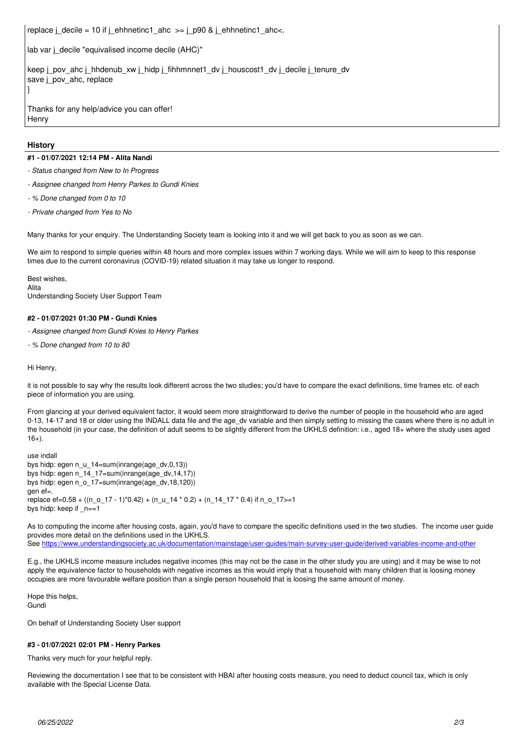```
replace j_decile = 10 if j_ehhnetinc1_ahc  >= j_p90 & j_ehhnetinc1_ahc<.

lab var j_decile "equivalised income decile (AHC)"

keep j_pov_ahc j_hhdenub_xw j_hidp j_fihhmnnet1_dv j_houscost1_dv j_decile j_tenure_dv
save j_pov_ahc, replace
}
```

Thanks for any help/advice you can offer!
Henry

## History

### #1 - 01/07/2021 12:14 PM - Alita Nandi

- *Status changed from New to In Progress*
- *Assignee changed from Henry Parkes to Gundi Knies*
- *% Done changed from 0 to 10*
- *Private changed from Yes to No*

Many thanks for your enquiry. The Understanding Society team is looking into it and we will get back to you as soon as we can.

We aim to respond to simple queries within 48 hours and more complex issues within 7 working days. While we will aim to keep to this response times due to the current coronavirus (COVID-19) related situation it may take us longer to respond.

Best wishes,
Alita
Understanding Society User Support Team

### #2 - 01/07/2021 01:30 PM - Gundi Knies

- *Assignee changed from Gundi Knies to Henry Parkes*
- *% Done changed from 10 to 80*

Hi Henry,

it is not possible to say why the results look different across the two studies; you'd have to compare the exact definitions, time frames etc. of each piece of information you are using.

From glancing at your derived equivalent factor, it would seem more straightforward to derive the number of people in the household who are aged 0-13, 14-17 and 18 or older using the INDALL data file and the age_dv variable and then simply setting to missing the cases where there is no adult in the household (in your case, the definition of adult seems to be slightly different from the UKHLS definition: i.e., aged 18+ where the study uses aged 16+).

```
use indall
bys hidp: egen n_u_14=sum(inrange(age_dv,0,13))
bys hidp: egen n_14_17=sum(inrange(age_dv,14,17))
bys hidp: egen n_o_17=sum(inrange(age_dv,18,120))
gen ef=.
replace ef=0.58 + ((n_o_17 - 1)*0.42) + (n_u_14 * 0.2) + (n_14_17 * 0.4) if n_o_17>=1
bys hidp: keep if _n==1
```

As to computing the income after housing costs, again, you'd have to compare the specific definitions used in the two studies. The income user guide provides more detail on the definitions used in the UKHLS.
See https://www.understandingsociety.ac.uk/documentation/mainstage/user-guides/main-survey-user-guide/derived-variables-income-and-other

E.g., the UKHLS income measure includes negative incomes (this may not be the case in the other study you are using) and it may be wise to not apply the equivalence factor to households with negative incomes as this would imply that a household with many children that is loosing money occupies are more favourable welfare position than a single person household that is loosing the same amount of money.

Hope this helps,
Gundi

On behalf of Understanding Society User support

### #3 - 01/07/2021 02:01 PM - Henry Parkes

Thanks very much for your helpful reply.

Reviewing the documentation I see that to be consistent with HBAI after housing costs measure, you need to deduct council tax, which is only available with the Special License Data.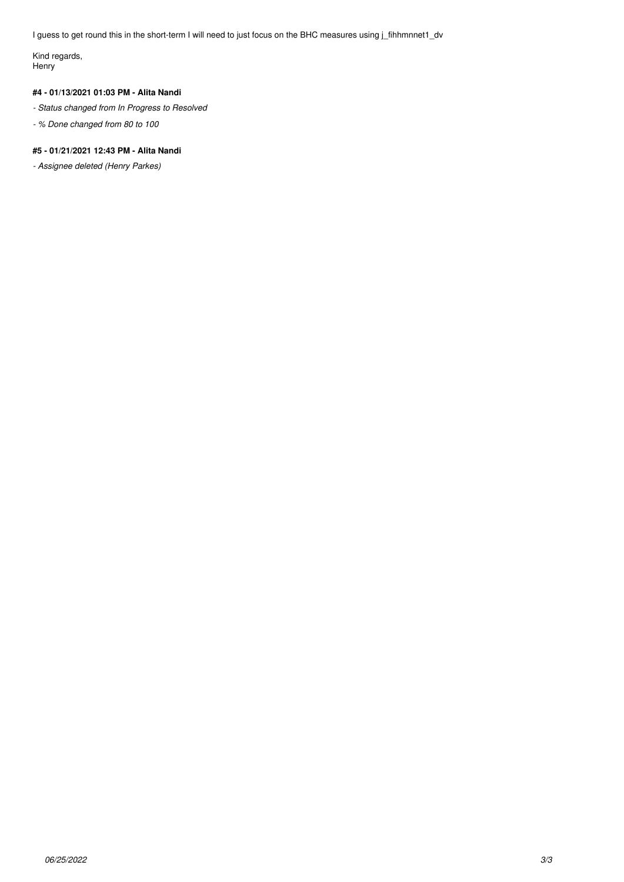I guess to get round this in the short-term I will need to just focus on the BHC measures using j_fihhmnnet1_dv

Kind regards,
Henry

#### #4 - 01/13/2021 01:03 PM - Alita Nandi

- *Status changed from In Progress to Resolved*
- *% Done changed from 80 to 100*

#### #5 - 01/21/2021 12:43 PM - Alita Nandi

- *Assignee deleted (Henry Parkes)*